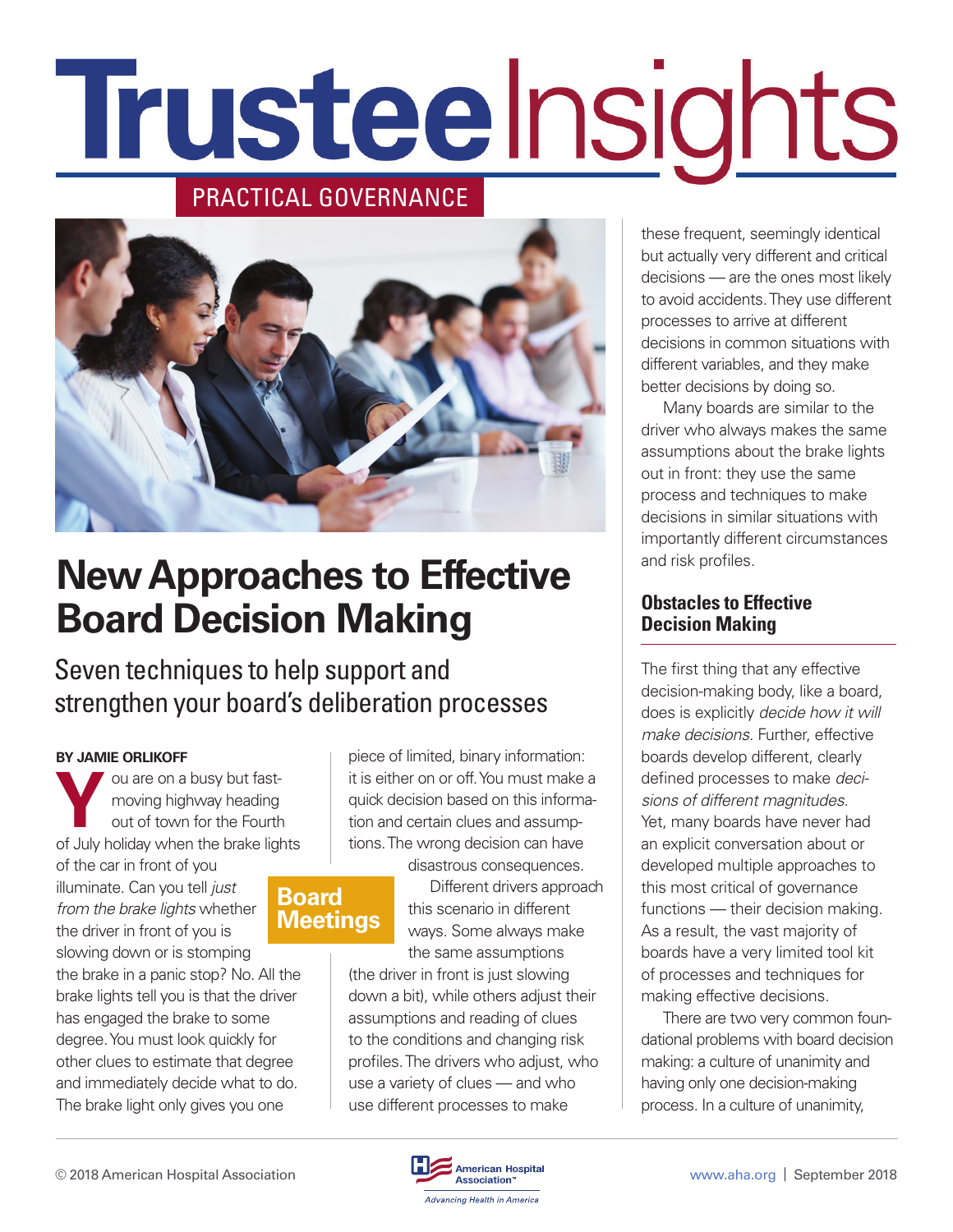# Trustee Insights

PRACTICAL GOVERNANCE

# New Approaches to Effective Board Decision Making

## Seven techniques to help support and strengthen your board's deliberation processes

**BY JAMIE ORLIKOFF**

**Board Meetings**

You are on a busy but fast-moving highway heading out of town for the Fourth of July holiday when the brake lights of the car in front of you illuminate. Can you tell *just from the brake lights* whether the driver in front of you is slowing down or is stomping the brake in a panic stop? No. All the brake lights tell you is that the driver has engaged the brake to some degree. You must look quickly for other clues to estimate that degree and immediately decide what to do. The brake light only gives you one piece of limited, binary information: it is either on or off. You must make a quick decision based on this information and certain clues and assumptions. The wrong decision can have disastrous consequences.

Different drivers approach this scenario in different ways. Some always make the same assumptions (the driver in front is just slowing down a bit), while others adjust their assumptions and reading of clues to the conditions and changing risk profiles. The drivers who adjust, who use a variety of clues — and who use different processes to make these frequent, seemingly identical but actually very different and critical decisions — are the ones most likely to avoid accidents. They use different processes to arrive at different decisions in common situations with different variables, and they make better decisions by doing so.

Many boards are similar to the driver who always makes the same assumptions about the brake lights out in front: they use the same process and techniques to make decisions in similar situations with importantly different circumstances and risk profiles.

### Obstacles to Effective Decision Making

The first thing that any effective decision-making body, like a board, does is explicitly *decide how it will make decisions*. Further, effective boards develop different, clearly defined processes to make *decisions of different magnitudes*. Yet, many boards have never had an explicit conversation about or developed multiple approaches to this most critical of governance functions — their decision making. As a result, the vast majority of boards have a very limited tool kit of processes and techniques for making effective decisions.

There are two very common foundational problems with board decision making: a culture of unanimity and having only one decision-making process. In a culture of unanimity,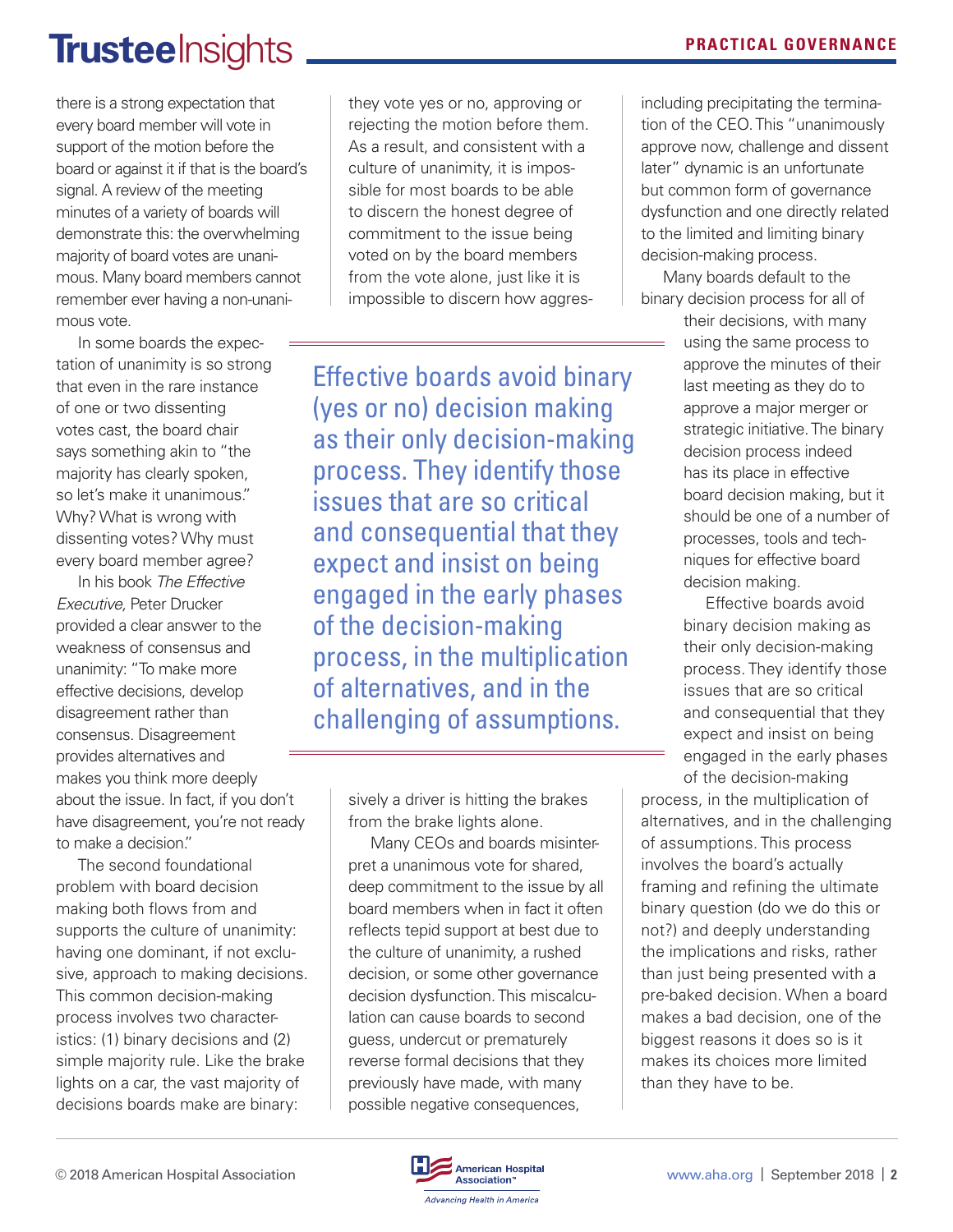there is a strong expectation that every board member will vote in support of the motion before the board or against it if that is the board's signal. A review of the meeting minutes of a variety of boards will demonstrate this: the overwhelming majority of board votes are unanimous. Many board members cannot remember ever having a non-unanimous vote.

In some boards the expectation of unanimity is so strong that even in the rare instance of one or two dissenting votes cast, the board chair says something akin to "the majority has clearly spoken, so let's make it unanimous." Why? What is wrong with dissenting votes? Why must every board member agree?

In his book *The Effective Executive,* Peter Drucker provided a clear answer to the weakness of consensus and unanimity: "To make more effective decisions, develop disagreement rather than consensus. Disagreement provides alternatives and makes you think more deeply about the issue. In fact, if you don't have disagreement, you're not ready to make a decision."

The second foundational problem with board decision making both flows from and supports the culture of unanimity: having one dominant, if not exclusive, approach to making decisions. This common decision-making process involves two characteristics: (1) binary decisions and (2) simple majority rule. Like the brake lights on a car, the vast majority of decisions boards make are binary: they vote yes or no, approving or rejecting the motion before them. As a result, and consistent with a culture of unanimity, it is impossible for most boards to be able to discern the honest degree of commitment to the issue being voted on by the board members from the vote alone, just like it is impossible to discern how aggressively a driver is hitting the brakes from the brake lights alone.

> Effective boards avoid binary (yes or no) decision making as their only decision-making process. They identify those issues that are so critical and consequential that they expect and insist on being engaged in the early phases of the decision-making process, in the multiplication of alternatives, and in the challenging of assumptions.

Many CEOs and boards misinterpret a unanimous vote for shared, deep commitment to the issue by all board members when in fact it often reflects tepid support at best due to the culture of unanimity, a rushed decision, or some other governance decision dysfunction. This miscalculation can cause boards to second guess, undercut or prematurely reverse formal decisions that they previously have made, with many possible negative consequences, including precipitating the termination of the CEO. This "unanimously approve now, challenge and dissent later" dynamic is an unfortunate but common form of governance dysfunction and one directly related to the limited and limiting binary decision-making process.

Many boards default to the binary decision process for all of their decisions, with many using the same process to approve the minutes of their last meeting as they do to approve a major merger or strategic initiative. The binary decision process indeed has its place in effective board decision making, but it should be one of a number of processes, tools and techniques for effective board decision making.

Effective boards avoid binary decision making as their only decision-making process. They identify those issues that are so critical and consequential that they expect and insist on being engaged in the early phases of the decision-making process, in the multiplication of alternatives, and in the challenging of assumptions. This process involves the board's actually framing and refining the ultimate binary question (do we do this or not?) and deeply understanding the implications and risks, rather than just being presented with a pre-baked decision. When a board makes a bad decision, one of the biggest reasons it does so is it makes its choices more limited than they have to be.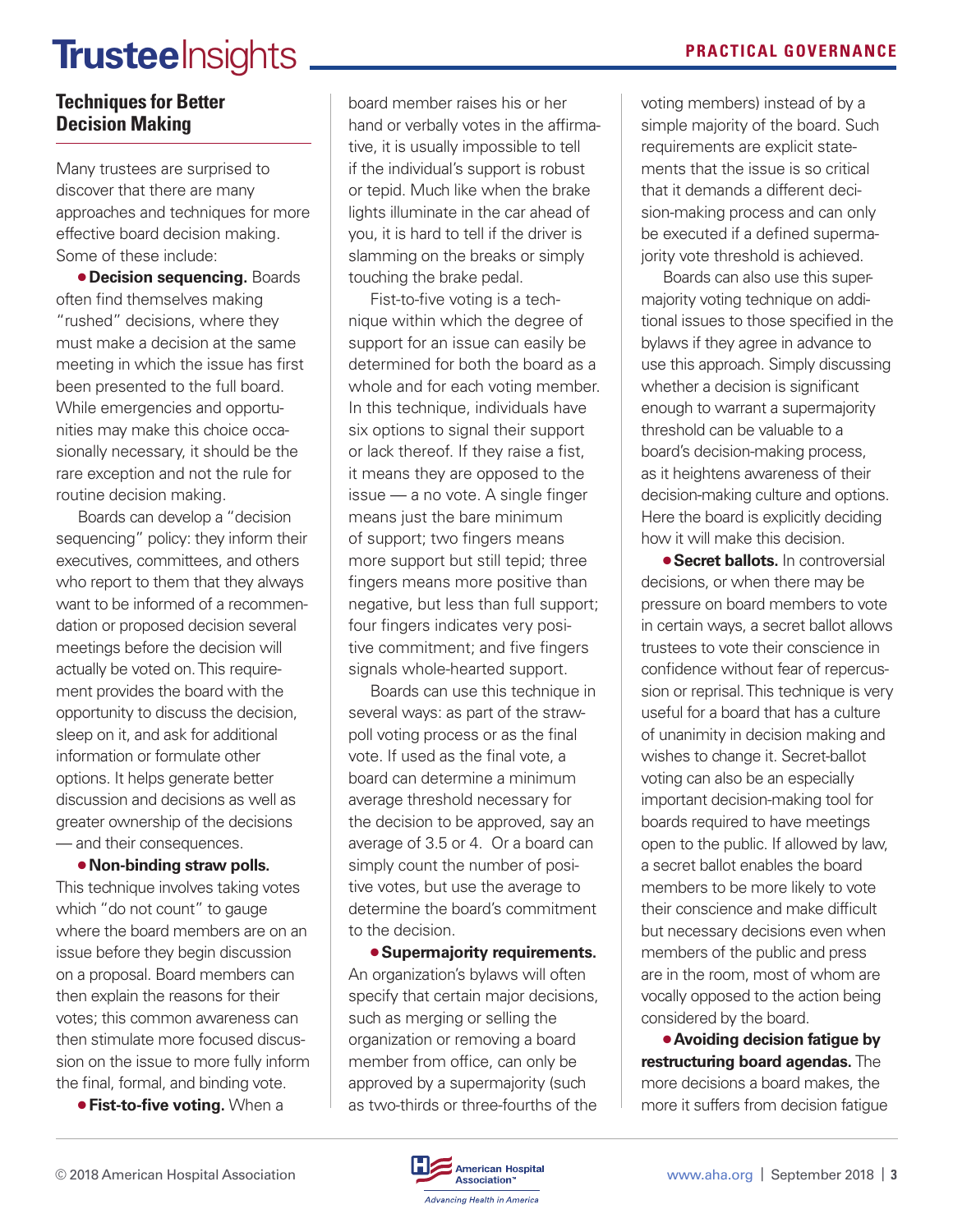## Techniques for Better Decision Making

Many trustees are surprised to discover that there are many approaches and techniques for more effective board decision making. Some of these include:

- **Decision sequencing.** Boards often find themselves making "rushed" decisions, where they must make a decision at the same meeting in which the issue has first been presented to the full board. While emergencies and opportunities may make this choice occasionally necessary, it should be the rare exception and not the rule for routine decision making.

  Boards can develop a "decision sequencing" policy: they inform their executives, committees, and others who report to them that they always want to be informed of a recommendation or proposed decision several meetings before the decision will actually be voted on. This requirement provides the board with the opportunity to discuss the decision, sleep on it, and ask for additional information or formulate other options. It helps generate better discussion and decisions as well as greater ownership of the decisions — and their consequences.

- **Non-binding straw polls.** This technique involves taking votes which "do not count" to gauge where the board members are on an issue before they begin discussion on a proposal. Board members can then explain the reasons for their votes; this common awareness can then stimulate more focused discussion on the issue to more fully inform the final, formal, and binding vote.

- **Fist-to-five voting.** When a board member raises his or her hand or verbally votes in the affirmative, it is usually impossible to tell if the individual's support is robust or tepid. Much like when the brake lights illuminate in the car ahead of you, it is hard to tell if the driver is slamming on the breaks or simply touching the brake pedal.

  Fist-to-five voting is a technique within which the degree of support for an issue can easily be determined for both the board as a whole and for each voting member. In this technique, individuals have six options to signal their support or lack thereof. If they raise a fist, it means they are opposed to the issue — a no vote. A single finger means just the bare minimum of support; two fingers means more support but still tepid; three fingers means more positive than negative, but less than full support; four fingers indicates very positive commitment; and five fingers signals whole-hearted support.

  Boards can use this technique in several ways: as part of the straw-poll voting process or as the final vote. If used as the final vote, a board can determine a minimum average threshold necessary for the decision to be approved, say an average of 3.5 or 4. Or a board can simply count the number of positive votes, but use the average to determine the board's commitment to the decision.

- **Supermajority requirements.** An organization's bylaws will often specify that certain major decisions, such as merging or selling the organization or removing a board member from office, can only be approved by a supermajority (such as two-thirds or three-fourths of the voting members) instead of by a simple majority of the board. Such requirements are explicit statements that the issue is so critical that it demands a different decision-making process and can only be executed if a defined supermajority vote threshold is achieved.

  Boards can also use this supermajority voting technique on additional issues to those specified in the bylaws if they agree in advance to use this approach. Simply discussing whether a decision is significant enough to warrant a supermajority threshold can be valuable to a board's decision-making process, as it heightens awareness of their decision-making culture and options. Here the board is explicitly deciding how it will make this decision.

- **Secret ballots.** In controversial decisions, or when there may be pressure on board members to vote in certain ways, a secret ballot allows trustees to vote their conscience in confidence without fear of repercussion or reprisal. This technique is very useful for a board that has a culture of unanimity in decision making and wishes to change it. Secret-ballot voting can also be an especially important decision-making tool for boards required to have meetings open to the public. If allowed by law, a secret ballot enables the board members to be more likely to vote their conscience and make difficult but necessary decisions even when members of the public and press are in the room, most of whom are vocally opposed to the action being considered by the board.

- **Avoiding decision fatigue by restructuring board agendas.** The more decisions a board makes, the more it suffers from decision fatigue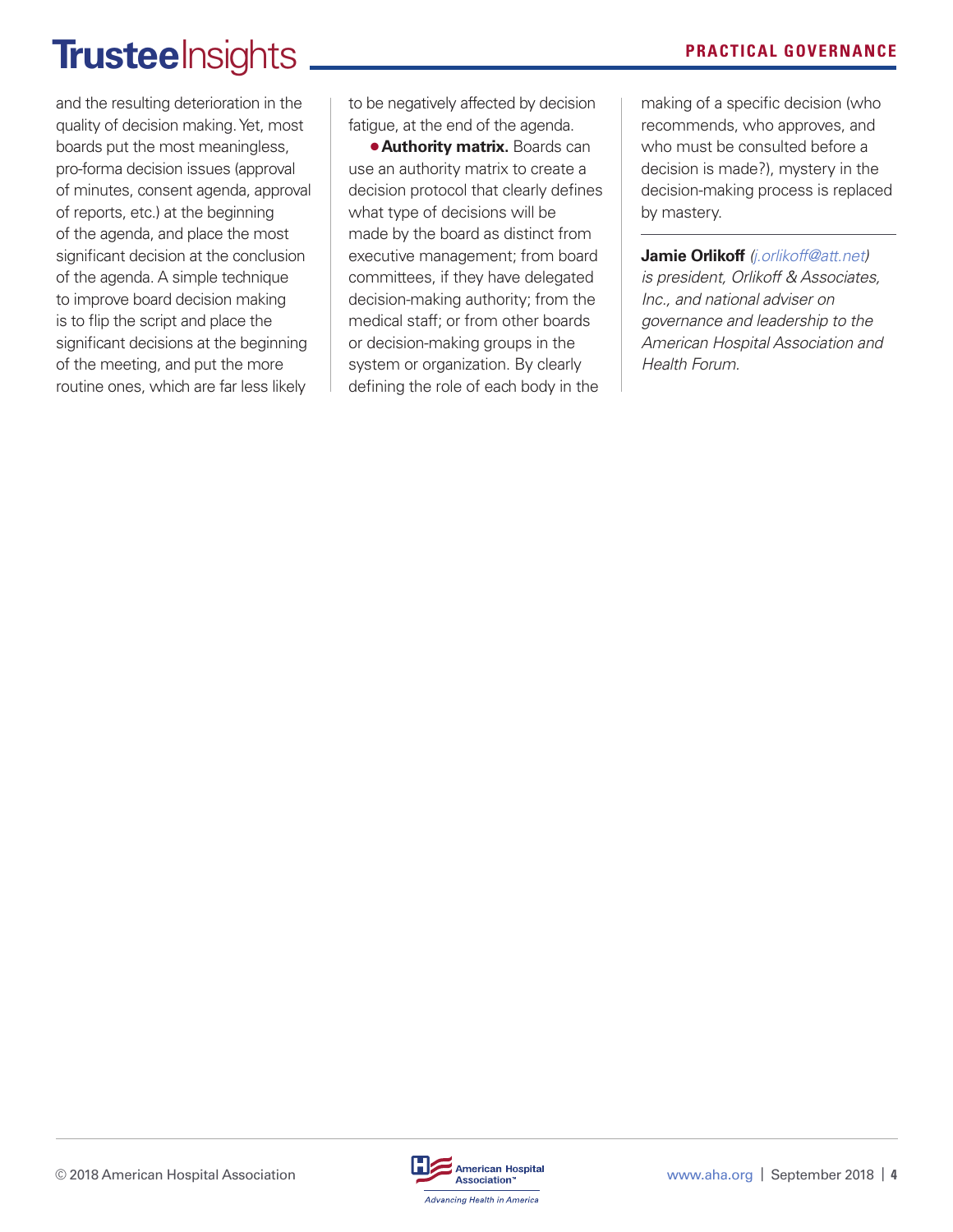and the resulting deterioration in the quality of decision making. Yet, most boards put the most meaningless, pro-forma decision issues (approval of minutes, consent agenda, approval of reports, etc.) at the beginning of the agenda, and place the most significant decision at the conclusion of the agenda. A simple technique to improve board decision making is to flip the script and place the significant decisions at the beginning of the meeting, and put the more routine ones, which are far less likely to be negatively affected by decision fatigue, at the end of the agenda.

- **Authority matrix.** Boards can use an authority matrix to create a decision protocol that clearly defines what type of decisions will be made by the board as distinct from executive management; from board committees, if they have delegated decision-making authority; from the medical staff; or from other boards or decision-making groups in the system or organization. By clearly defining the role of each body in the making of a specific decision (who recommends, who approves, and who must be consulted before a decision is made?), mystery in the decision-making process is replaced by mastery.

---

**Jamie Orlikoff** *(j.orlikoff@att.net) is president, Orlikoff & Associates, Inc., and national adviser on governance and leadership to the American Hospital Association and Health Forum.*